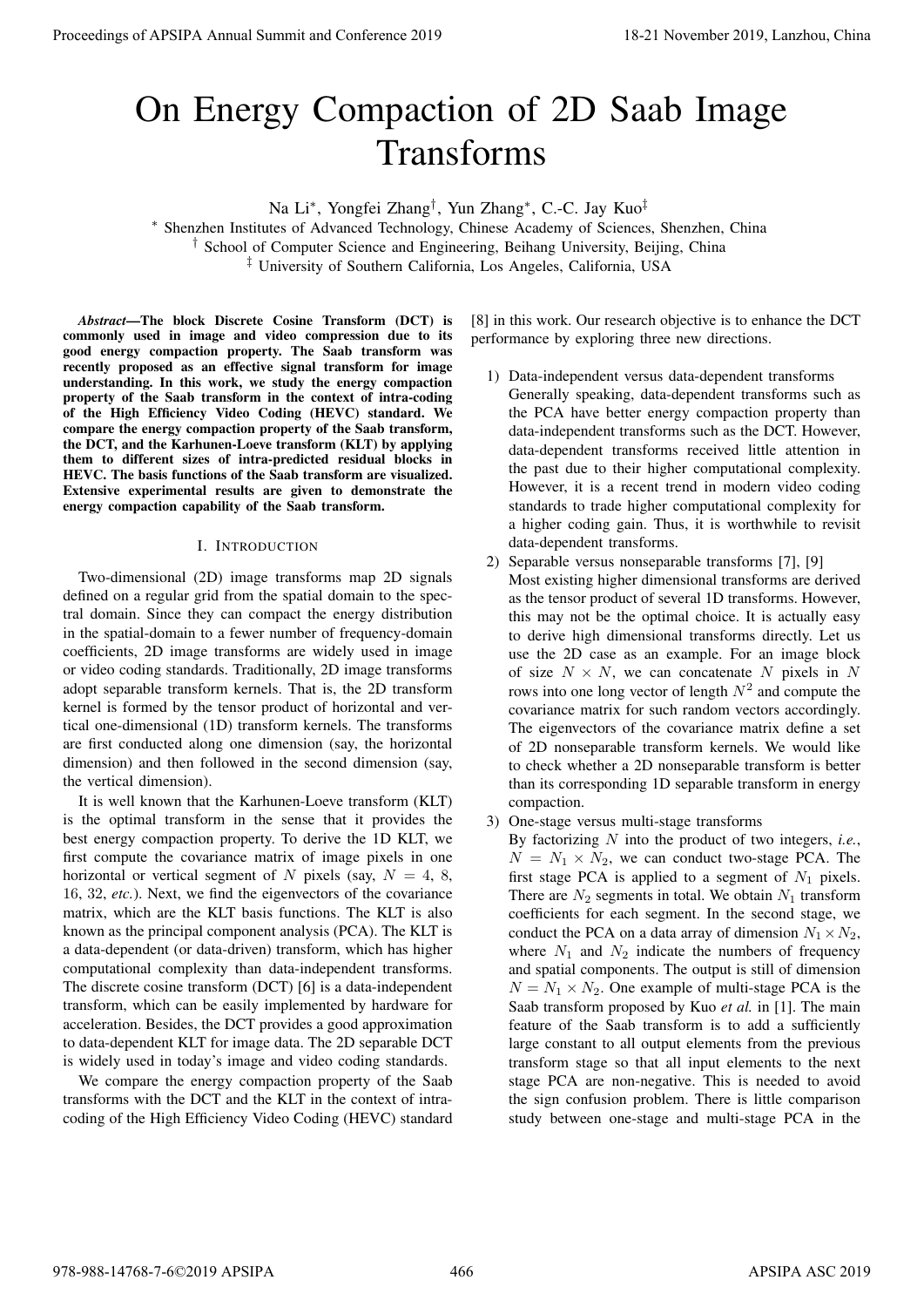# On Energy Compaction of 2D Saab Image Transforms

Na Li[*], Yongfei Zhang[†], Yun Zhang[*], C.-C. Jay Kuo[‡]

[*] Shenzhen Institutes of Advanced Technology, Chinese Academy of Sciences, Shenzhen, China
[†] School of Computer Science and Engineering, Beihang University, Beijing, China
[‡] University of Southern California, Los Angeles, California, USA

***Abstract*—The block Discrete Cosine Transform (DCT) is commonly used in image and video compression due to its good energy compaction property. The Saab transform was recently proposed as an effective signal transform for image understanding. In this work, we study the energy compaction property of the Saab transform in the context of intra-coding of the High Efficiency Video Coding (HEVC) standard. We compare the energy compaction property of the Saab transform, the DCT, and the Karhunen-Loeve transform (KLT) by applying them to different sizes of intra-predicted residual blocks in HEVC. The basis functions of the Saab transform are visualized. Extensive experimental results are given to demonstrate the energy compaction capability of the Saab transform.**

## I. Introduction

Two-dimensional (2D) image transforms map 2D signals defined on a regular grid from the spatial domain to the spectral domain. Since they can compact the energy distribution in the spatial-domain to a fewer number of frequency-domain coefficients, 2D image transforms are widely used in image or video coding standards. Traditionally, 2D image transforms adopt separable transform kernels. That is, the 2D transform kernel is formed by the tensor product of horizontal and vertical one-dimensional (1D) transform kernels. The transforms are first conducted along one dimension (say, the horizontal dimension) and then followed in the second dimension (say, the vertical dimension).

It is well known that the Karhunen-Loeve transform (KLT) is the optimal transform in the sense that it provides the best energy compaction property. To derive the 1D KLT, we first compute the covariance matrix of image pixels in one horizontal or vertical segment of $N$ pixels (say, $N = 4$, 8, 16, 32, *etc.*). Next, we find the eigenvectors of the covariance matrix, which are the KLT basis functions. The KLT is also known as the principal component analysis (PCA). The KLT is a data-dependent (or data-driven) transform, which has higher computational complexity than data-independent transforms. The discrete cosine transform (DCT) [6] is a data-independent transform, which can be easily implemented by hardware for acceleration. Besides, the DCT provides a good approximation to data-dependent KLT for image data. The 2D separable DCT is widely used in today's image and video coding standards.

We compare the energy compaction property of the Saab transforms with the DCT and the KLT in the context of intra-coding of the High Efficiency Video Coding (HEVC) standard [8] in this work. Our research objective is to enhance the DCT performance by exploring three new directions.

1) Data-independent versus data-dependent transforms
   Generally speaking, data-dependent transforms such as the PCA have better energy compaction property than data-independent transforms such as the DCT. However, data-dependent transforms received little attention in the past due to their higher computational complexity. However, it is a recent trend in modern video coding standards to trade higher computational complexity for a higher coding gain. Thus, it is worthwhile to revisit data-dependent transforms.
2) Separable versus nonseparable transforms [7], [9]
   Most existing higher dimensional transforms are derived as the tensor product of several 1D transforms. However, this may not be the optimal choice. It is actually easy to derive high dimensional transforms directly. Let us use the 2D case as an example. For an image block of size $N \times N$, we can concatenate $N$ pixels in $N$ rows into one long vector of length $N^2$ and compute the covariance matrix for such random vectors accordingly. The eigenvectors of the covariance matrix define a set of 2D nonseparable transform kernels. We would like to check whether a 2D nonseparable transform is better than its corresponding 1D separable transform in energy compaction.
3) One-stage versus multi-stage transforms
   By factorizing $N$ into the product of two integers, *i.e.*, $N = N_1 \times N_2$, we can conduct two-stage PCA. The first stage PCA is applied to a segment of $N_1$ pixels. There are $N_2$ segments in total. We obtain $N_1$ transform coefficients for each segment. In the second stage, we conduct the PCA on a data array of dimension $N_1 \times N_2$, where $N_1$ and $N_2$ indicate the numbers of frequency and spatial components. The output is still of dimension $N = N_1 \times N_2$. One example of multi-stage PCA is the Saab transform proposed by Kuo *et al.* in [1]. The main feature of the Saab transform is to add a sufficiently large constant to all output elements from the previous transform stage so that all input elements to the next stage PCA are non-negative. This is needed to avoid the sign confusion problem. There is little comparison study between one-stage and multi-stage PCA in the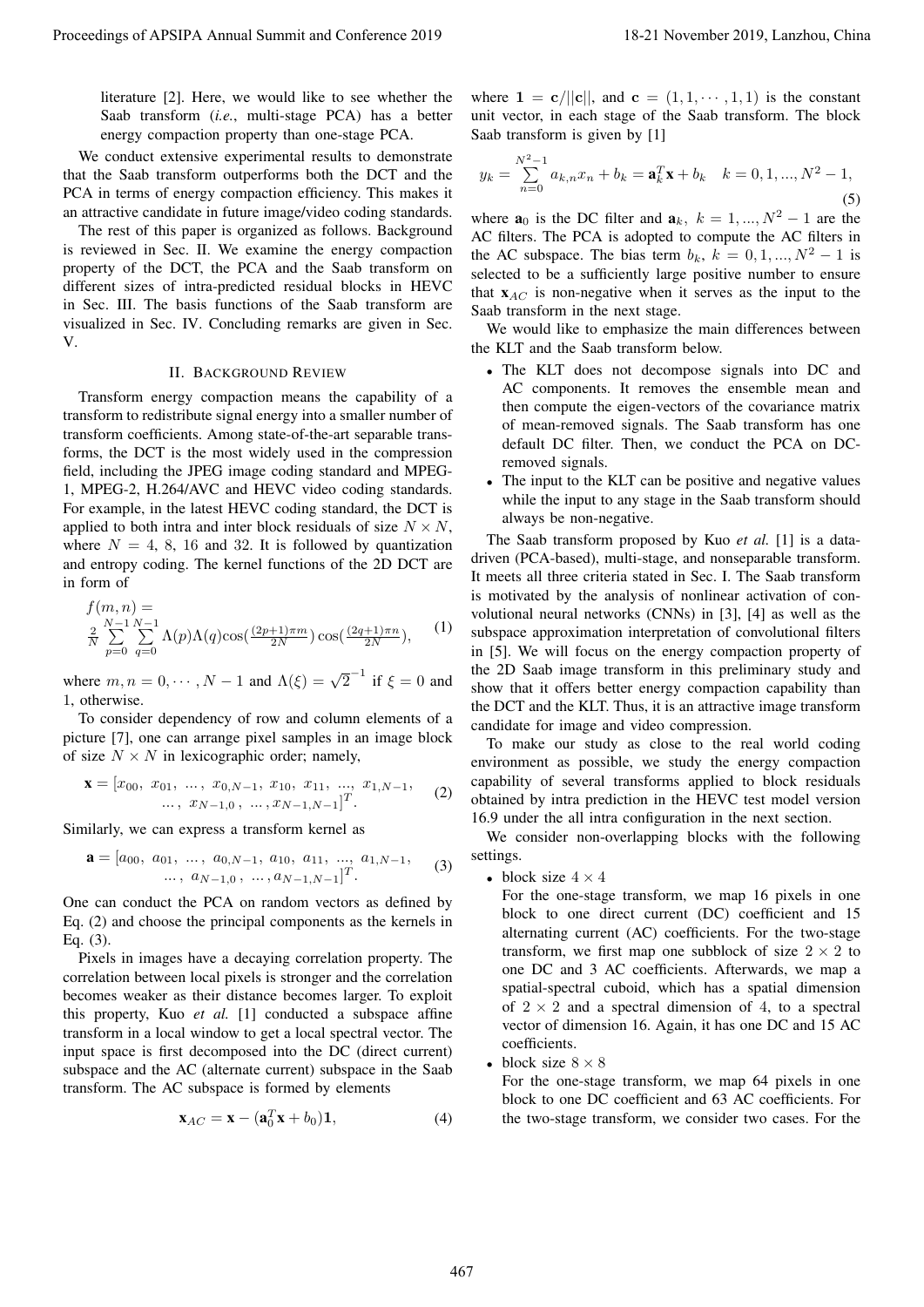literature [2]. Here, we would like to see whether the Saab transform (*i.e.*, multi-stage PCA) has a better energy compaction property than one-stage PCA.

We conduct extensive experimental results to demonstrate that the Saab transform outperforms both the DCT and the PCA in terms of energy compaction efficiency. This makes it an attractive candidate in future image/video coding standards.

The rest of this paper is organized as follows. Background is reviewed in Sec. II. We examine the energy compaction property of the DCT, the PCA and the Saab transform on different sizes of intra-predicted residual blocks in HEVC in Sec. III. The basis functions of the Saab transform are visualized in Sec. IV. Concluding remarks are given in Sec. V.

## II. Background Review

Transform energy compaction means the capability of a transform to redistribute signal energy into a smaller number of transform coefficients. Among state-of-the-art separable transforms, the DCT is the most widely used in the compression field, including the JPEG image coding standard and MPEG-1, MPEG-2, H.264/AVC and HEVC video coding standards. For example, in the latest HEVC coding standard, the DCT is applied to both intra and inter block residuals of size $N \times N$, where $N = 4$, 8, 16 and 32. It is followed by quantization and entropy coding. The kernel functions of the 2D DCT are in form of

$$f(m,n) = \frac{2}{N}\sum_{p=0}^{N-1}\sum_{q=0}^{N-1}\Lambda(p)\Lambda(q)\cos\left(\frac{(2p+1)\pi m}{2N}\right)\cos\left(\frac{(2q+1)\pi n}{2N}\right), \tag{1}$$

where $m, n = 0, \cdots, N-1$ and $\Lambda(\xi) = \sqrt{2}^{-1}$ if $\xi = 0$ and 1, otherwise.

To consider dependency of row and column elements of a picture [7], one can arrange pixel samples in an image block of size $N \times N$ in lexicographic order; namely,

$$\mathbf{x} = [x_{00},\ x_{01},\ \dots,\ x_{0,N-1},\ x_{10},\ x_{11},\ \dots,\ x_{1,N-1},\ \dots,\ x_{N-1,0},\ \dots, x_{N-1,N-1}]^T. \tag{2}$$

Similarly, we can express a transform kernel as

$$\mathbf{a} = [a_{00},\ a_{01},\ \dots,\ a_{0,N-1},\ a_{10},\ a_{11},\ \dots,\ a_{1,N-1},\ \dots,\ a_{N-1,0},\ \dots, a_{N-1,N-1}]^T. \tag{3}$$

One can conduct the PCA on random vectors as defined by Eq. (2) and choose the principal components as the kernels in Eq. (3).

Pixels in images have a decaying correlation property. The correlation between local pixels is stronger and the correlation becomes weaker as their distance becomes larger. To exploit this property, Kuo *et al.* [1] conducted a subspace affine transform in a local window to get a local spectral vector. The input space is first decomposed into the DC (direct current) subspace and the AC (alternate current) subspace in the Saab transform. The AC subspace is formed by elements

$$\mathbf{x}_{AC} = \mathbf{x} - (\mathbf{a}_0^T\mathbf{x} + b_0)\mathbf{1}, \tag{4}$$

where $\mathbf{1} = \mathbf{c}/||\mathbf{c}||$, and $\mathbf{c} = (1, 1, \cdots, 1, 1)$ is the constant unit vector, in each stage of the Saab transform. The block Saab transform is given by [1]

$$y_k = \sum_{n=0}^{N^2-1} a_{k,n}x_n + b_k = \mathbf{a}_k^T\mathbf{x} + b_k \quad k = 0, 1, ..., N^2-1, \tag{5}$$

where $\mathbf{a}_0$ is the DC filter and $\mathbf{a}_k,\ k = 1, ..., N^2-1$ are the AC filters. The PCA is adopted to compute the AC filters in the AC subspace. The bias term $b_k,\ k = 0, 1, ..., N^2-1$ is selected to be a sufficiently large positive number to ensure that $\mathbf{x}_{AC}$ is non-negative when it serves as the input to the Saab transform in the next stage.

We would like to emphasize the main differences between the KLT and the Saab transform below.

- The KLT does not decompose signals into DC and AC components. It removes the ensemble mean and then compute the eigen-vectors of the covariance matrix of mean-removed signals. The Saab transform has one default DC filter. Then, we conduct the PCA on DC-removed signals.
- The input to the KLT can be positive and negative values while the input to any stage in the Saab transform should always be non-negative.

The Saab transform proposed by Kuo *et al.* [1] is a data-driven (PCA-based), multi-stage, and nonseparable transform. It meets all three criteria stated in Sec. I. The Saab transform is motivated by the analysis of nonlinear activation of convolutional neural networks (CNNs) in [3], [4] as well as the subspace approximation interpretation of convolutional filters in [5]. We will focus on the energy compaction property of the 2D Saab image transform in this preliminary study and show that it offers better energy compaction capability than the DCT and the KLT. Thus, it is an attractive image transform candidate for image and video compression.

To make our study as close to the real world coding environment as possible, we study the energy compaction capability of several transforms applied to block residuals obtained by intra prediction in the HEVC test model version 16.9 under the all intra configuration in the next section.

We consider non-overlapping blocks with the following settings.

- block size $4 \times 4$
  For the one-stage transform, we map 16 pixels in one block to one direct current (DC) coefficient and 15 alternating current (AC) coefficients. For the two-stage transform, we first map one subblock of size $2 \times 2$ to one DC and 3 AC coefficients. Afterwards, we map a spatial-spectral cuboid, which has a spatial dimension of $2 \times 2$ and a spectral dimension of 4, to a spectral vector of dimension 16. Again, it has one DC and 15 AC coefficients.
- block size $8 \times 8$
  For the one-stage transform, we map 64 pixels in one block to one DC coefficient and 63 AC coefficients. For the two-stage transform, we consider two cases. For the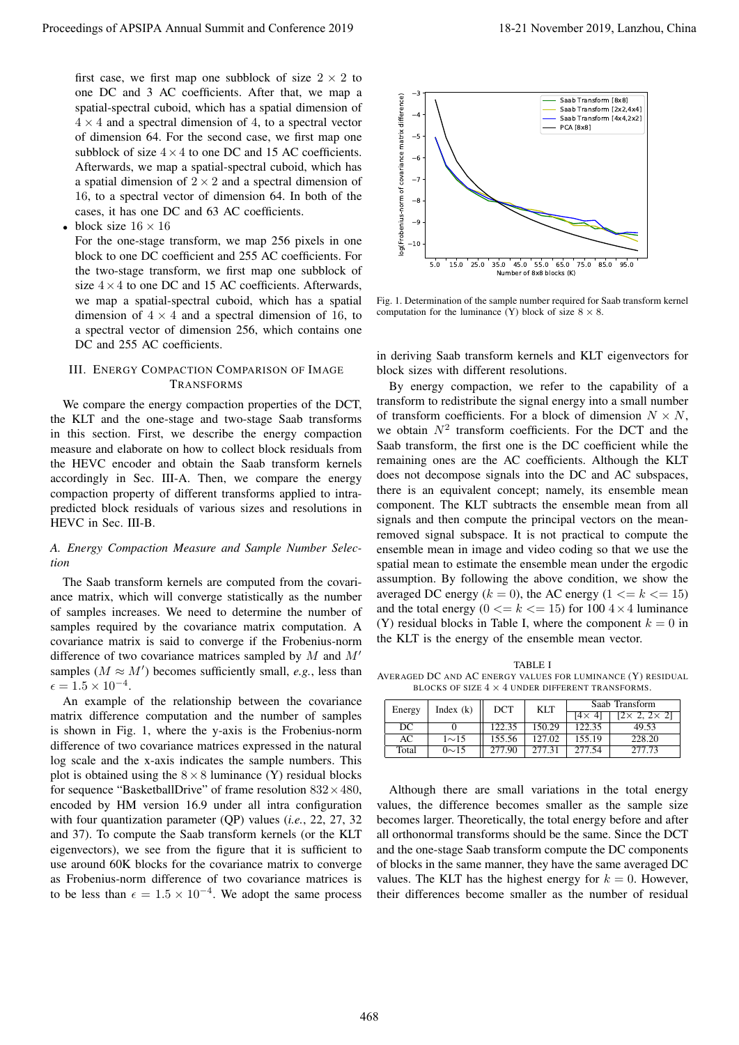first case, we first map one subblock of size $2 \times 2$ to one DC and 3 AC coefficients. After that, we map a spatial-spectral cuboid, which has a spatial dimension of $4 \times 4$ and a spectral dimension of 4, to a spectral vector of dimension 64. For the second case, we first map one subblock of size $4 \times 4$ to one DC and 15 AC coefficients. Afterwards, we map a spatial-spectral cuboid, which has a spatial dimension of $2 \times 2$ and a spectral dimension of 16, to a spectral vector of dimension 64. In both of the cases, it has one DC and 63 AC coefficients.

- block size $16 \times 16$
  For the one-stage transform, we map 256 pixels in one block to one DC coefficient and 255 AC coefficients. For the two-stage transform, we first map one subblock of size $4 \times 4$ to one DC and 15 AC coefficients. Afterwards, we map a spatial-spectral cuboid, which has a spatial dimension of $4 \times 4$ and a spectral dimension of 16, to a spectral vector of dimension 256, which contains one DC and 255 AC coefficients.

## III. Energy Compaction Comparison of Image Transforms

We compare the energy compaction properties of the DCT, the KLT and the one-stage and two-stage Saab transforms in this section. First, we describe the energy compaction measure and elaborate on how to collect block residuals from the HEVC encoder and obtain the Saab transform kernels accordingly in Sec. III-A. Then, we compare the energy compaction property of different transforms applied to intra-predicted block residuals of various sizes and resolutions in HEVC in Sec. III-B.

### A. Energy Compaction Measure and Sample Number Selection

The Saab transform kernels are computed from the covariance matrix, which will converge statistically as the number of samples increases. We need to determine the number of samples required by the covariance matrix computation. A covariance matrix is said to converge if the Frobenius-norm difference of two covariance matrices sampled by $M$ and $M'$ samples ($M \approx M'$) becomes sufficiently small, *e.g.*, less than $\epsilon = 1.5 \times 10^{-4}$.

An example of the relationship between the covariance matrix difference computation and the number of samples is shown in Fig. 1, where the y-axis is the Frobenius-norm difference of two covariance matrices expressed in the natural log scale and the x-axis indicates the sample numbers. This plot is obtained using the $8 \times 8$ luminance (Y) residual blocks for sequence "BasketballDrive" of frame resolution $832 \times 480$, encoded by HM version 16.9 under all intra configuration with four quantization parameter (QP) values (*i.e.*, 22, 27, 32 and 37). To compute the Saab transform kernels (or the KLT eigenvectors), we see from the figure that it is sufficient to use around 60K blocks for the covariance matrix to converge as Frobenius-norm difference of two covariance matrices is to be less than $\epsilon = 1.5 \times 10^{-4}$. We adopt the same process in deriving Saab transform kernels and KLT eigenvectors for block sizes with different resolutions.

Fig. 1. Determination of the sample number required for Saab transform kernel computation for the luminance (Y) block of size $8 \times 8$.

By energy compaction, we refer to the capability of a transform to redistribute the signal energy into a small number of transform coefficients. For a block of dimension $N \times N$, we obtain $N^2$ transform coefficients. For the DCT and the Saab transform, the first one is the DC coefficient while the remaining ones are the AC coefficients. Although the KLT does not decompose signals into the DC and AC subspaces, there is an equivalent concept; namely, its ensemble mean component. The KLT subtracts the ensemble mean from all signals and then compute the principal vectors on the mean-removed signal subspace. It is not practical to compute the ensemble mean in image and video coding so that we use the spatial mean to estimate the ensemble mean under the ergodic assumption. By following the above condition, we show the averaged DC energy ($k = 0$), the AC energy ($1 <= k <= 15$) and the total energy ($0 <= k <= 15$) for 100 $4 \times 4$ luminance (Y) residual blocks in Table I, where the component $k = 0$ in the KLT is the energy of the ensemble mean vector.

TABLE I
AVERAGED DC AND AC ENERGY VALUES FOR LUMINANCE (Y) RESIDUAL BLOCKS OF SIZE $4 \times 4$ UNDER DIFFERENT TRANSFORMS.

| Energy | Index (k) | DCT | KLT | Saab Transform | |
|---|---|---|---|---|---|
| | | | | [$4\times 4$] | [$2\times 2$, $2\times 2$] |
| DC | 0 | 122.35 | 150.29 | 122.35 | 49.53 |
| AC | 1∼15 | 155.56 | 127.02 | 155.19 | 228.20 |
| Total | 0∼15 | 277.90 | 277.31 | 277.54 | 277.73 |

Although there are small variations in the total energy values, the difference becomes smaller as the sample size becomes larger. Theoretically, the total energy before and after all orthonormal transforms should be the same. Since the DCT and the one-stage Saab transform compute the DC components of blocks in the same manner, they have the same averaged DC values. The KLT has the highest energy for $k = 0$. However, their differences become smaller as the number of residual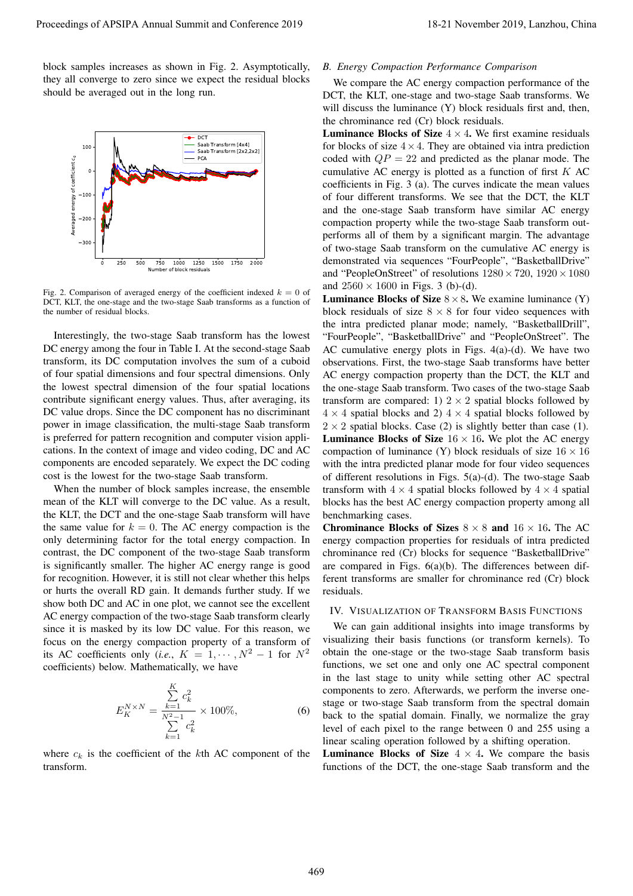block samples increases as shown in Fig. 2. Asymptotically, they all converge to zero since we expect the residual blocks should be averaged out in the long run.

Fig. 2. Comparison of averaged energy of the coefficient indexed $k = 0$ of DCT, KLT, the one-stage and the two-stage Saab transforms as a function of the number of residual blocks.

Interestingly, the two-stage Saab transform has the lowest DC energy among the four in Table I. At the second-stage Saab transform, its DC computation involves the sum of a cuboid of four spatial dimensions and four spectral dimensions. Only the lowest spectral dimension of the four spatial locations contribute significant energy values. Thus, after averaging, its DC value drops. Since the DC component has no discriminant power in image classification, the multi-stage Saab transform is preferred for pattern recognition and computer vision applications. In the context of image and video coding, DC and AC components are encoded separately. We expect the DC coding cost is the lowest for the two-stage Saab transform.

When the number of block samples increase, the ensemble mean of the KLT will converge to the DC value. As a result, the KLT, the DCT and the one-stage Saab transform will have the same value for $k = 0$. The AC energy compaction is the only determining factor for the total energy compaction. In contrast, the DC component of the two-stage Saab transform is significantly smaller. The higher AC energy range is good for recognition. However, it is still not clear whether this helps or hurts the overall RD gain. It demands further study. If we show both DC and AC in one plot, we cannot see the excellent AC energy compaction of the two-stage Saab transform clearly since it is masked by its low DC value. For this reason, we focus on the energy compaction property of a transform of its AC coefficients only (*i.e.*, $K = 1, \cdots, N^2 - 1$ for $N^2$ coefficients) below. Mathematically, we have

$$E_K^{N \times N} = \frac{\sum_{k=1}^{K} c_k^2}{\sum_{k=1}^{N^2-1} c_k^2} \times 100\%, \tag{6}$$

where $c_k$ is the coefficient of the $k$th AC component of the transform.

### B. Energy Compaction Performance Comparison

We compare the AC energy compaction performance of the DCT, the KLT, one-stage and two-stage Saab transforms. We will discuss the luminance (Y) block residuals first and, then, the chrominance red (Cr) block residuals.

**Luminance Blocks of Size $4 \times 4$.** We first examine residuals for blocks of size $4 \times 4$. They are obtained via intra prediction coded with $QP = 22$ and predicted as the planar mode. The cumulative AC energy is plotted as a function of first $K$ AC coefficients in Fig. 3 (a). The curves indicate the mean values of four different transforms. We see that the DCT, the KLT and the one-stage Saab transform have similar AC energy compaction property while the two-stage Saab transform outperforms all of them by a significant margin. The advantage of two-stage Saab transform on the cumulative AC energy is demonstrated via sequences "FourPeople", "BasketballDrive" and "PeopleOnStreet" of resolutions $1280 \times 720$, $1920 \times 1080$ and $2560 \times 1600$ in Figs. 3 (b)-(d).

**Luminance Blocks of Size $8 \times 8$.** We examine luminance (Y) block residuals of size $8 \times 8$ for four video sequences with the intra predicted planar mode; namely, "BasketballDrill", "FourPeople", "BasketballDrive" and "PeopleOnStreet". The AC cumulative energy plots in Figs. 4(a)-(d). We have two observations. First, the two-stage Saab transforms have better AC energy compaction property than the DCT, the KLT and the one-stage Saab transform. Two cases of the two-stage Saab transform are compared: 1) $2 \times 2$ spatial blocks followed by $4 \times 4$ spatial blocks and 2) $4 \times 4$ spatial blocks followed by $2 \times 2$ spatial blocks. Case (2) is slightly better than case (1).

**Luminance Blocks of Size $16 \times 16$.** We plot the AC energy compaction of luminance (Y) block residuals of size $16 \times 16$ with the intra predicted planar mode for four video sequences of different resolutions in Figs. 5(a)-(d). The two-stage Saab transform with $4 \times 4$ spatial blocks followed by $4 \times 4$ spatial blocks has the best AC energy compaction property among all benchmarking cases.

**Chrominance Blocks of Sizes $8 \times 8$ and $16 \times 16$.** The AC energy compaction properties for residuals of intra predicted chrominance red (Cr) blocks for sequence "BasketballDrive" are compared in Figs. 6(a)(b). The differences between different transforms are smaller for chrominance red (Cr) block residuals.

## IV. Visualization of Transform Basis Functions

We can gain additional insights into image transforms by visualizing their basis functions (or transform kernels). To obtain the one-stage or the two-stage Saab transform basis functions, we set one and only one AC spectral component in the last stage to unity while setting other AC spectral components to zero. Afterwards, we perform the inverse one-stage or two-stage Saab transform from the spectral domain back to the spatial domain. Finally, we normalize the gray level of each pixel to the range between 0 and 255 using a linear scaling operation followed by a shifting operation.

**Luminance Blocks of Size $4 \times 4$.** We compare the basis functions of the DCT, the one-stage Saab transform and the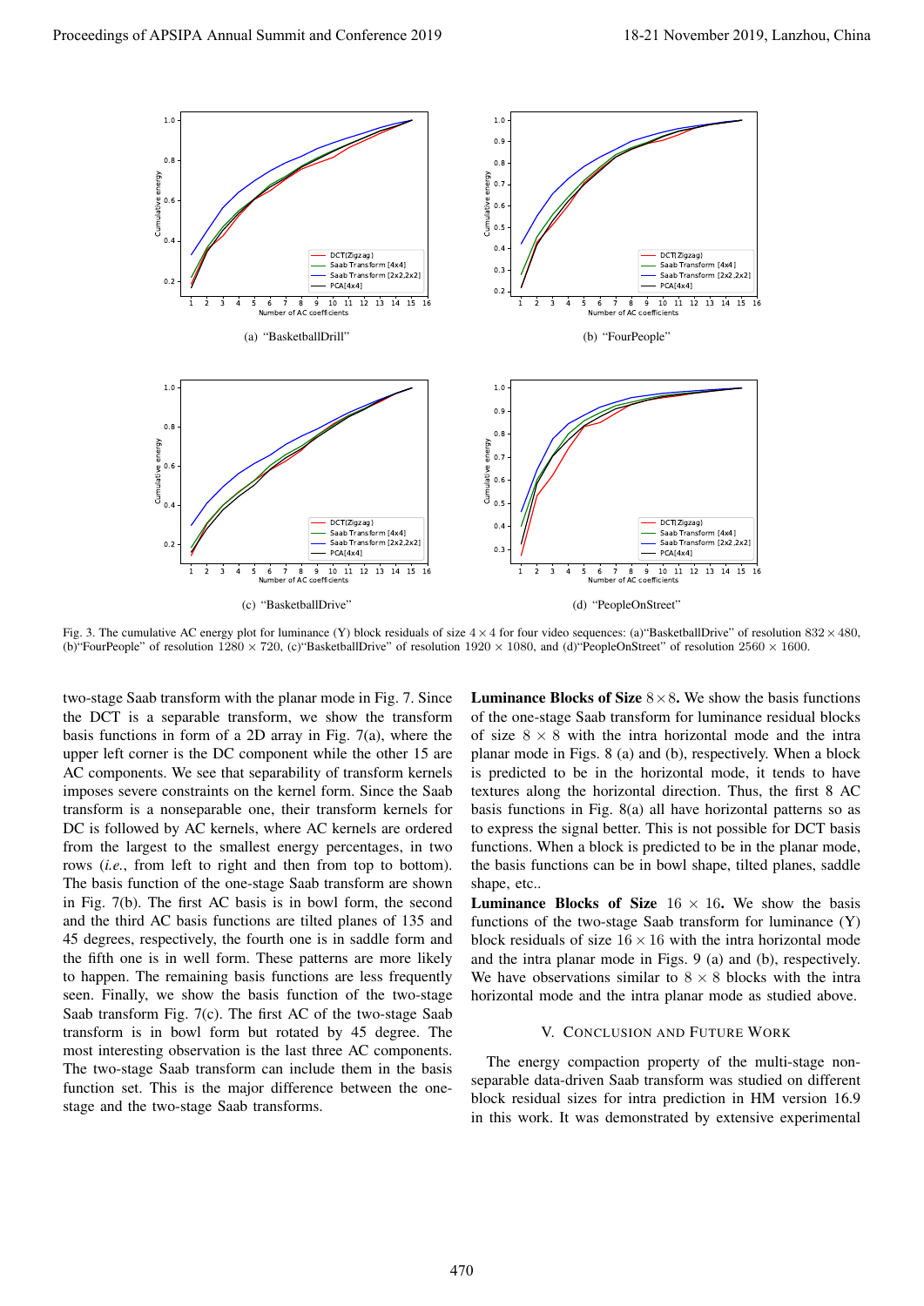Fig. 3. The cumulative AC energy plot for luminance (Y) block residuals of size $4 \times 4$ for four video sequences: (a)"BasketballDrive" of resolution $832 \times 480$, (b)"FourPeople" of resolution $1280 \times 720$, (c)"BasketballDrive" of resolution $1920 \times 1080$, and (d)"PeopleOnStreet" of resolution $2560 \times 1600$.

(a) "BasketballDrill"

(b) "FourPeople"

(c) "BasketballDrive"

(d) "PeopleOnStreet"

two-stage Saab transform with the planar mode in Fig. 7. Since the DCT is a separable transform, we show the transform basis functions in form of a 2D array in Fig. 7(a), where the upper left corner is the DC component while the other 15 are AC components. We see that separability of transform kernels imposes severe constraints on the kernel form. Since the Saab transform is a nonseparable one, their transform kernels for DC is followed by AC kernels, where AC kernels are ordered from the largest to the smallest energy percentages, in two rows (*i.e.*, from left to right and then from top to bottom). The basis function of the one-stage Saab transform are shown in Fig. 7(b). The first AC basis is in bowl form, the second and the third AC basis functions are tilted planes of 135 and 45 degrees, respectively, the fourth one is in saddle form and the fifth one is in well form. These patterns are more likely to happen. The remaining basis functions are less frequently seen. Finally, we show the basis function of the two-stage Saab transform Fig. 7(c). The first AC of the two-stage Saab transform is in bowl form but rotated by 45 degree. The most interesting observation is the last three AC components. The two-stage Saab transform can include them in the basis function set. This is the major difference between the one-stage and the two-stage Saab transforms.

**Luminance Blocks of Size** $8 \times 8$**.** We show the basis functions of the one-stage Saab transform for luminance residual blocks of size $8 \times 8$ with the intra horizontal mode and the intra planar mode in Figs. 8 (a) and (b), respectively. When a block is predicted to be in the horizontal mode, it tends to have textures along the horizontal direction. Thus, the first 8 AC basis functions in Fig. 8(a) all have horizontal patterns so as to express the signal better. This is not possible for DCT basis functions. When a block is predicted to be in the planar mode, the basis functions can be in bowl shape, tilted planes, saddle shape, etc..

**Luminance Blocks of Size** $16 \times 16$**.** We show the basis functions of the two-stage Saab transform for luminance (Y) block residuals of size $16 \times 16$ with the intra horizontal mode and the intra planar mode in Figs. 9 (a) and (b), respectively. We have observations similar to $8 \times 8$ blocks with the intra horizontal mode and the intra planar mode as studied above.

## V. Conclusion and Future Work

The energy compaction property of the multi-stage non-separable data-driven Saab transform was studied on different block residual sizes for intra prediction in HM version 16.9 in this work. It was demonstrated by extensive experimental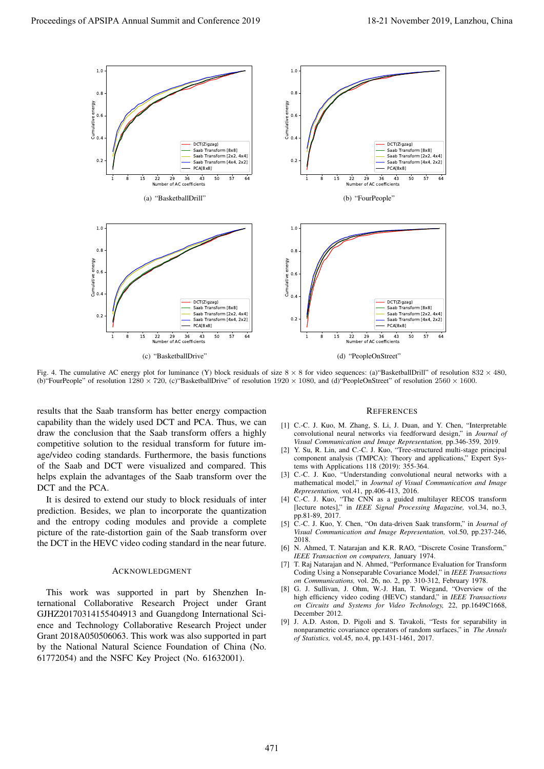Fig. 4. The cumulative AC energy plot for luminance (Y) block residuals of size $8 \times 8$ for video sequences: (a)"BasketballDrill" of resolution $832 \times 480$, (b)"FourPeople" of resolution $1280 \times 720$, (c)"BasketballDrive" of resolution $1920 \times 1080$, and (d)"PeopleOnStreet" of resolution $2560 \times 1600$.

results that the Saab transform has better energy compaction capability than the widely used DCT and PCA. Thus, we can draw the conclusion that the Saab transform offers a highly competitive solution to the residual transform for future image/video coding standards. Furthermore, the basis functions of the Saab and DCT were visualized and compared. This helps explain the advantages of the Saab transform over the DCT and the PCA.

It is desired to extend our study to block residuals of inter prediction. Besides, we plan to incorporate the quantization and the entropy coding modules and provide a complete picture of the rate-distortion gain of the Saab transform over the DCT in the HEVC video coding standard in the near future.

## ACKNOWLEDGMENT

This work was supported in part by Shenzhen International Collaborative Research Project under Grant GJHZ20170314155404913 and Guangdong International Science and Technology Collaborative Research Project under Grant 2018A050506063. This work was also supported in part by the National Natural Science Foundation of China (No. 61772054) and the NSFC Key Project (No. 61632001).

## REFERENCES

[1] C.-C. J. Kuo, M. Zhang, S. Li, J. Duan, and Y. Chen, "Interpretable convolutional neural networks via feedforward design," in *Journal of Visual Communication and Image Representation,* pp.346-359, 2019.

[2] Y. Su, R. Lin, and C.-C. J. Kuo, "Tree-structured multi-stage principal component analysis (TMPCA): Theory and applications," Expert Systems with Applications 118 (2019): 355-364.

[3] C.-C. J. Kuo, "Understanding convolutional neural networks with a mathematical model," in *Journal of Visual Communication and Image Representation,* vol.41, pp.406-413, 2016.

[4] C.-C. J. Kuo, "The CNN as a guided multilayer RECOS transform [lecture notes]," in *IEEE Signal Processing Magazine,* vol.34, no.3, pp.81-89, 2017.

[5] C.-C. J. Kuo, Y. Chen, "On data-driven Saak transform," in *Journal of Visual Communication and Image Representation,* vol.50, pp.237-246, 2018.

[6] N. Ahmed, T. Natarajan and K.R. RAO, "Discrete Cosine Transform," *IEEE Transaction on computers,* January 1974.

[7] T. Raj Natarajan and N. Ahmed, "Performance Evaluation for Transform Coding Using a Nonseparable Covariance Model," in *IEEE Transactions on Communications,* vol. 26, no. 2, pp. 310-312, February 1978.

[8] G. J. Sullivan, J. Ohm, W.-J. Han, T. Wiegand, "Overview of the high efficiency video coding (HEVC) standard," in *IEEE Transactions on Circuits and Systems for Video Technology,* 22, pp.1649C1668, December 2012.

[9] J. A.D. Aston, D. Pigoli and S. Tavakoli, "Tests for separability in nonparametric covariance operators of random surfaces," in *The Annals of Statistics,* vol.45, no.4, pp.1431-1461, 2017.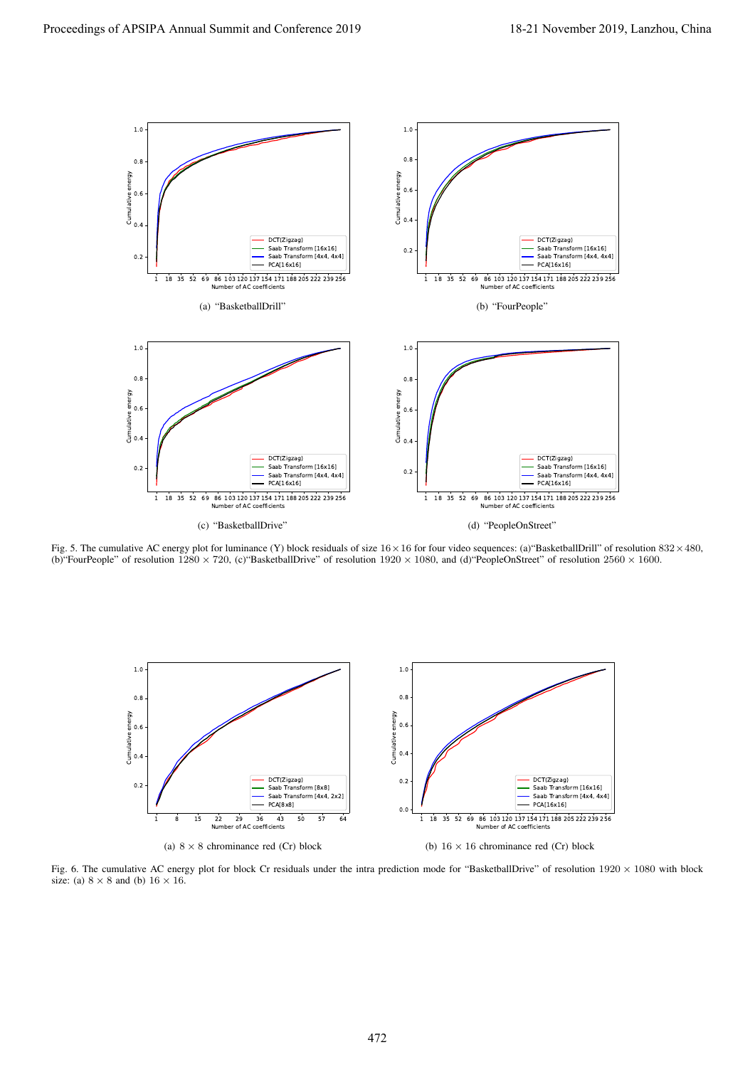(a) "BasketballDrill"

(b) "FourPeople"

(c) "BasketballDrive"

(d) "PeopleOnStreet"

Fig. 5. The cumulative AC energy plot for luminance (Y) block residuals of size $16 \times 16$ for four video sequences: (a)"BasketballDrill" of resolution $832 \times 480$, (b)"FourPeople" of resolution $1280 \times 720$, (c)"BasketballDrive" of resolution $1920 \times 1080$, and (d)"PeopleOnStreet" of resolution $2560 \times 1600$.

(a) $8 \times 8$ chrominance red (Cr) block

(b) $16 \times 16$ chrominance red (Cr) block

Fig. 6. The cumulative AC energy plot for block Cr residuals under the intra prediction mode for "BasketballDrive" of resolution $1920 \times 1080$ with block size: (a) $8 \times 8$ and (b) $16 \times 16$.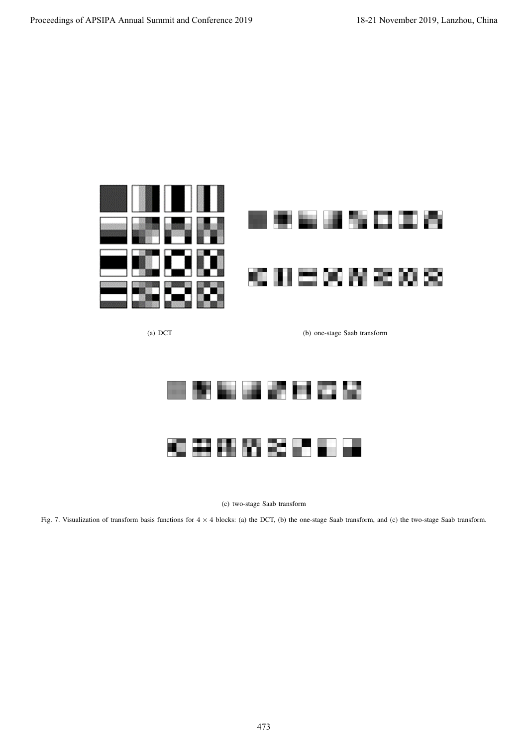(a) DCT

(b) one-stage Saab transform

(c) two-stage Saab transform

Fig. 7. Visualization of transform basis functions for $4 \times 4$ blocks: (a) the DCT, (b) the one-stage Saab transform, and (c) the two-stage Saab transform.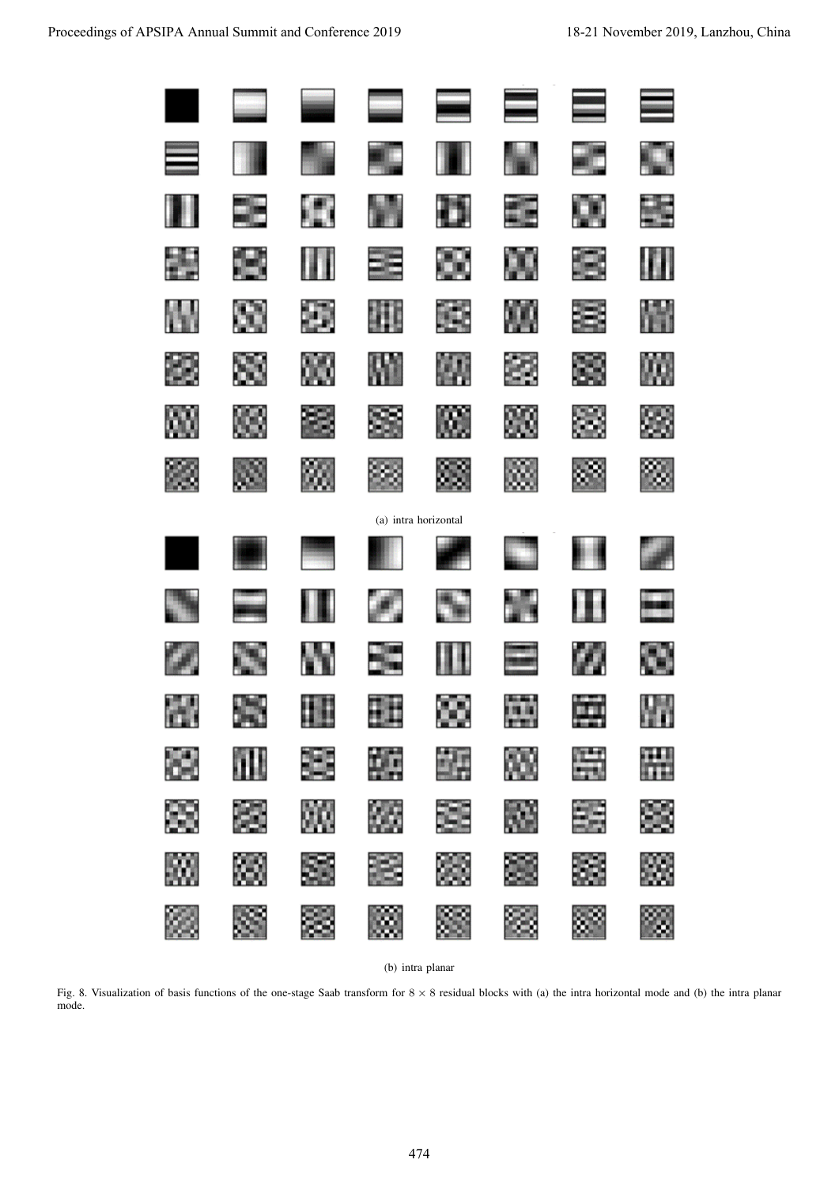(a) intra horizontal

(b) intra planar

Fig. 8. Visualization of basis functions of the one-stage Saab transform for $8 \times 8$ residual blocks with (a) the intra horizontal mode and (b) the intra planar mode.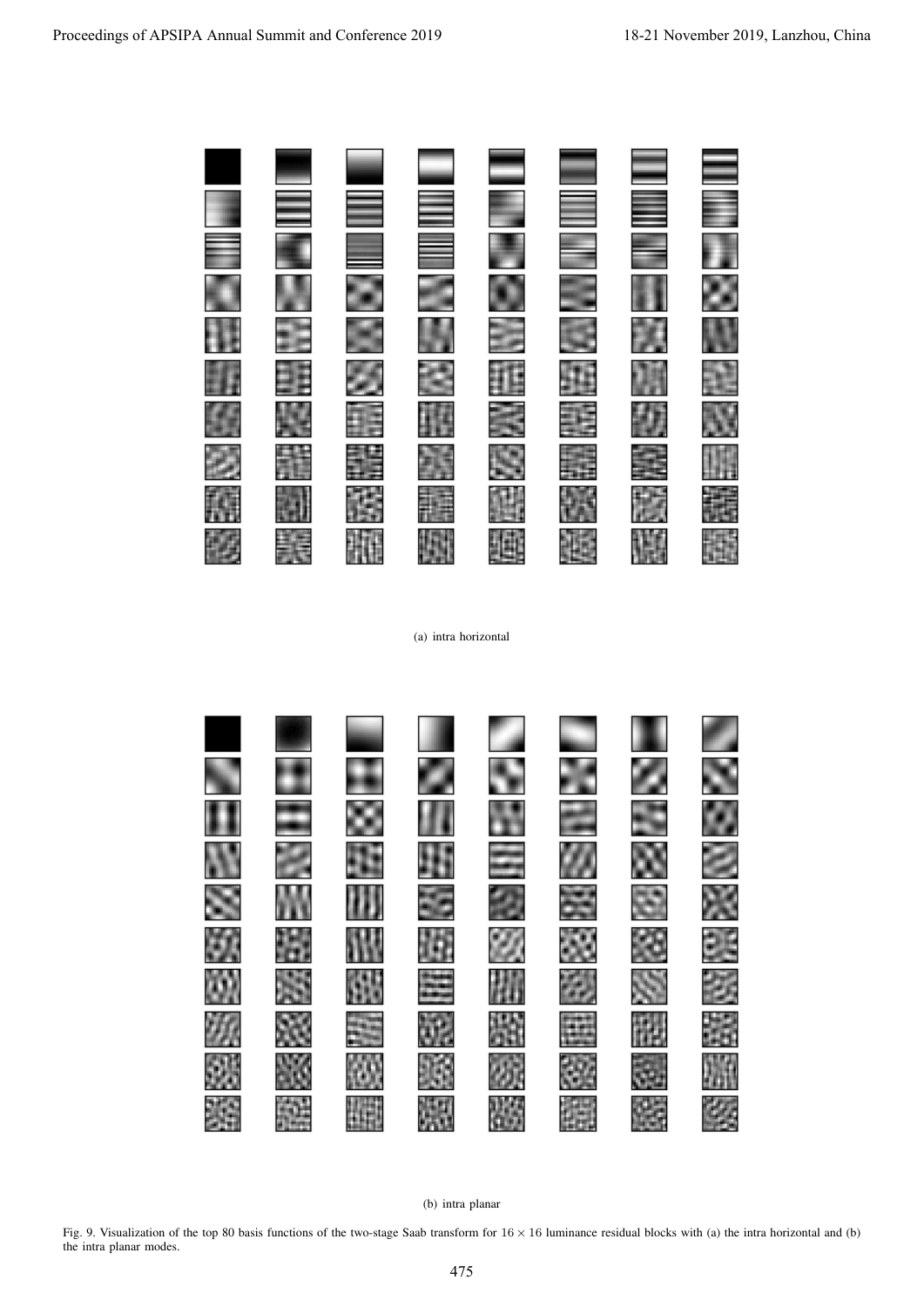(a) intra horizontal

(b) intra planar

Fig. 9. Visualization of the top 80 basis functions of the two-stage Saab transform for $16 \times 16$ luminance residual blocks with (a) the intra horizontal and (b) the intra planar modes.